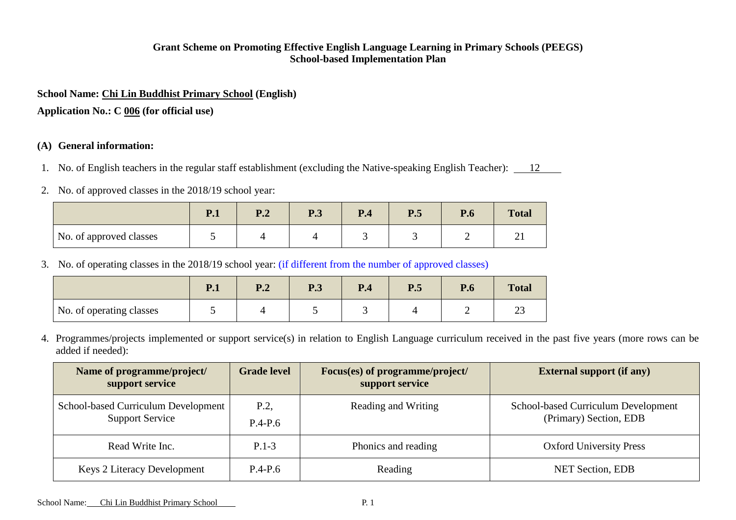**Grant Scheme on Promoting Effective English Language Learning in Primary Schools (PEEGS)**
**School-based Implementation Plan**

**School Name: Chi Lin Buddhist Primary School (English)**

**Application No.: C 006 (for official use)**

## (A) General information:

1. No. of English teachers in the regular staff establishment (excluding the Native-speaking English Teacher): 12

2. No. of approved classes in the 2018/19 school year:

| | P.1 | P.2 | P.3 | P.4 | P.5 | P.6 | Total |
|---|---|---|---|---|---|---|---|
| No. of approved classes | 5 | 4 | 4 | 3 | 3 | 2 | 21 |

3. No. of operating classes in the 2018/19 school year: (if different from the number of approved classes)

| | P.1 | P.2 | P.3 | P.4 | P.5 | P.6 | Total |
|---|---|---|---|---|---|---|---|
| No. of operating classes | 5 | 4 | 5 | 3 | 4 | 2 | 23 |

4. Programmes/projects implemented or support service(s) in relation to English Language curriculum received in the past five years (more rows can be added if needed):

| Name of programme/project/ support service | Grade level | Focus(es) of programme/project/ support service | External support (if any) |
|---|---|---|---|
| School-based Curriculum Development Support Service | P.2, P.4-P.6 | Reading and Writing | School-based Curriculum Development (Primary) Section, EDB |
| Read Write Inc. | P.1-3 | Phonics and reading | Oxford University Press |
| Keys 2 Literacy Development | P.4-P.6 | Reading | NET Section, EDB |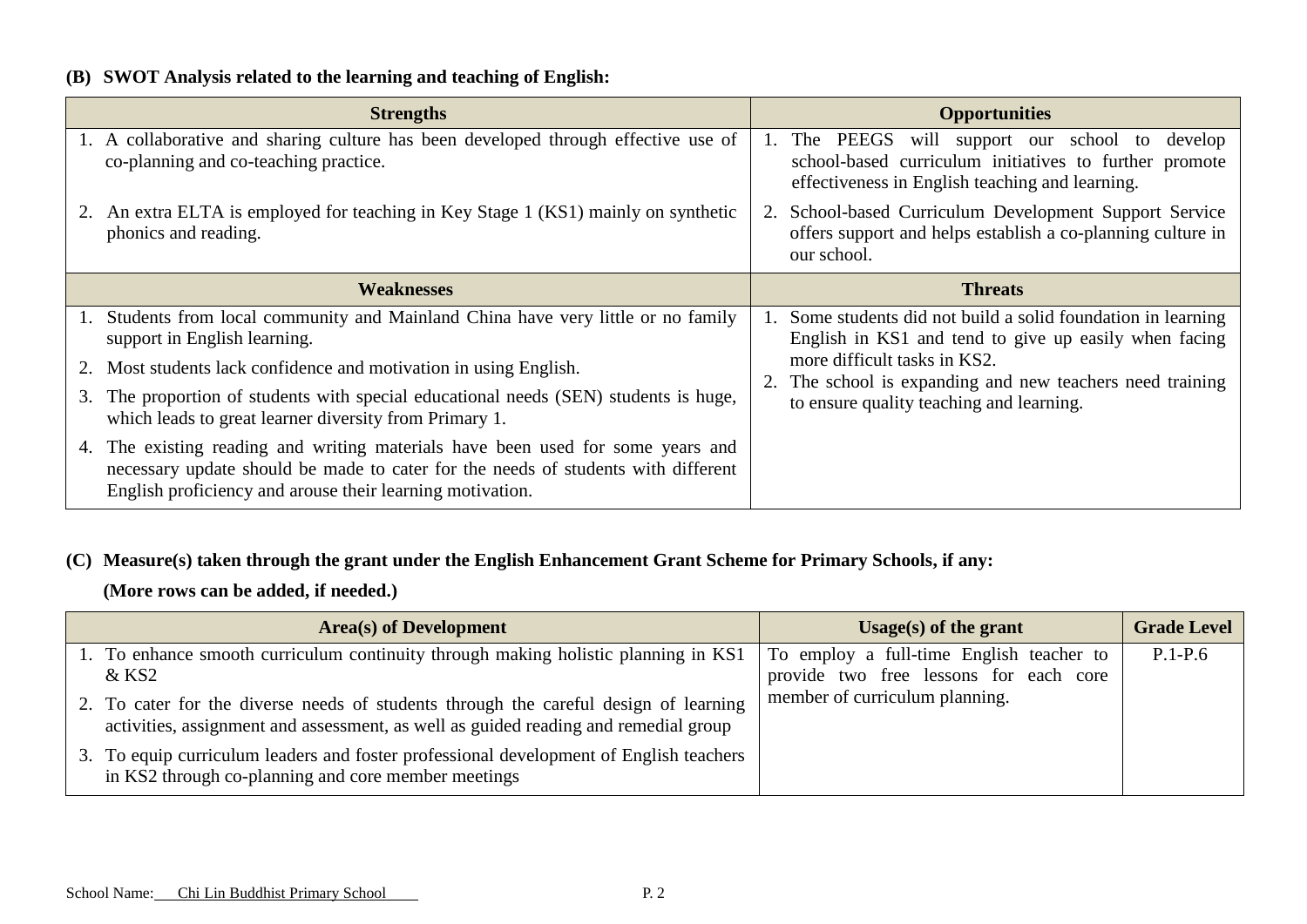**(B) SWOT Analysis related to the learning and teaching of English:**

| Strengths | Opportunities |
| --- | --- |
| 1. A collaborative and sharing culture has been developed through effective use of co-planning and co-teaching practice.<br><br>2. An extra ELTA is employed for teaching in Key Stage 1 (KS1) mainly on synthetic phonics and reading. | 1. The PEEGS will support our school to develop school-based curriculum initiatives to further promote effectiveness in English teaching and learning.<br><br>2. School-based Curriculum Development Support Service offers support and helps establish a co-planning culture in our school. |
| **Weaknesses** | **Threats** |
| 1. Students from local community and Mainland China have very little or no family support in English learning.<br><br>2. Most students lack confidence and motivation in using English.<br><br>3. The proportion of students with special educational needs (SEN) students is huge, which leads to great learner diversity from Primary 1.<br><br>4. The existing reading and writing materials have been used for some years and necessary update should be made to cater for the needs of students with different English proficiency and arouse their learning motivation. | 1. Some students did not build a solid foundation in learning English in KS1 and tend to give up easily when facing more difficult tasks in KS2.<br><br>2. The school is expanding and new teachers need training to ensure quality teaching and learning. |

**(C) Measure(s) taken through the grant under the English Enhancement Grant Scheme for Primary Schools, if any:**

**(More rows can be added, if needed.)**

| Area(s) of Development | Usage(s) of the grant | Grade Level |
| --- | --- | --- |
| 1. To enhance smooth curriculum continuity through making holistic planning in KS1 & KS2<br><br>2. To cater for the diverse needs of students through the careful design of learning activities, assignment and assessment, as well as guided reading and remedial group<br><br>3. To equip curriculum leaders and foster professional development of English teachers in KS2 through co-planning and core member meetings | To employ a full-time English teacher to provide two free lessons for each core member of curriculum planning. | P.1-P.6 |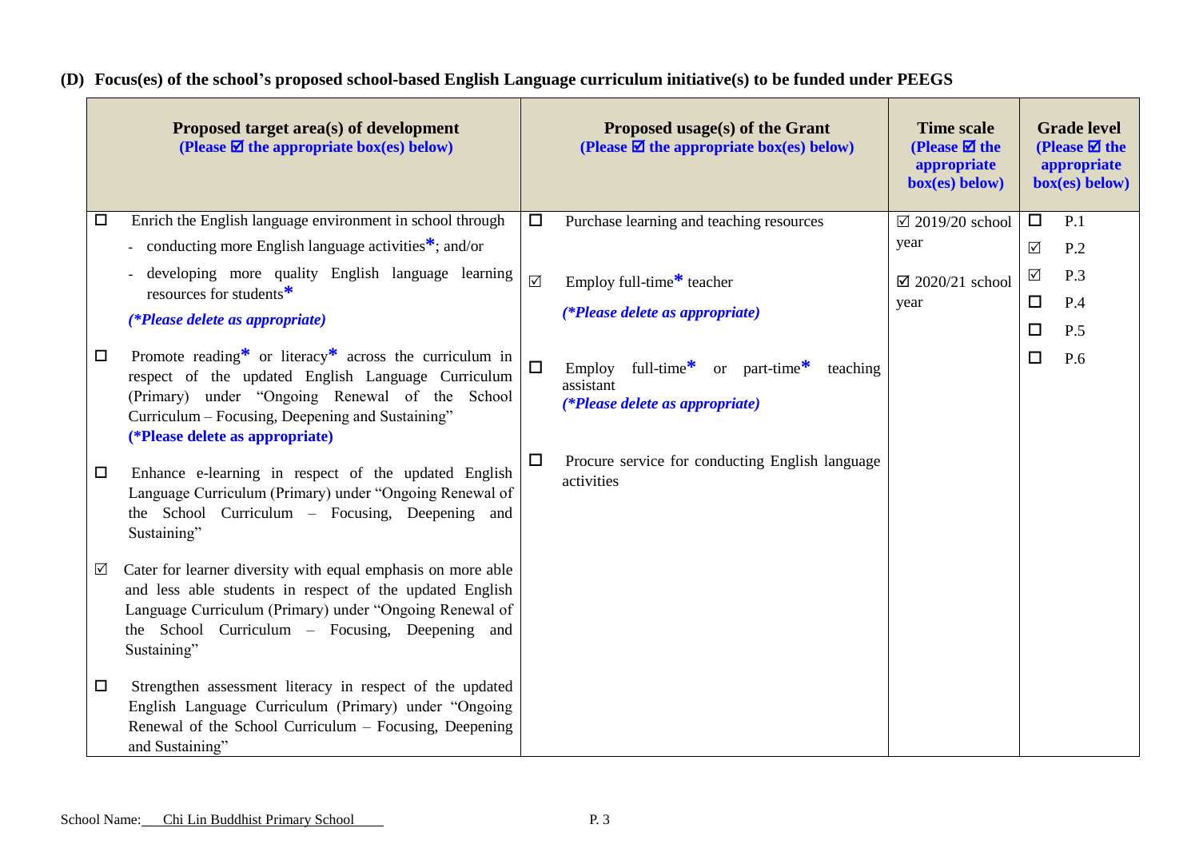## (D) Focus(es) of the school's proposed school-based English Language curriculum initiative(s) to be funded under PEEGS

| Proposed target area(s) of development (Please ☑ the appropriate box(es) below) | Proposed usage(s) of the Grant (Please ☑ the appropriate box(es) below) | Time scale (Please ☑ the appropriate box(es) below) | Grade level (Please ☑ the appropriate box(es) below) |
|---|---|---|---|
| ☐ Enrich the English language environment in school through<br>- conducting more English language activities*; and/or<br>- developing more quality English language learning resources for students*<br>*(*Please delete as appropriate)*<br><br>☐ Promote reading* or literacy* across the curriculum in respect of the updated English Language Curriculum (Primary) under "Ongoing Renewal of the School Curriculum – Focusing, Deepening and Sustaining"<br>**(*Please delete as appropriate)**<br><br>☐ Enhance e-learning in respect of the updated English Language Curriculum (Primary) under "Ongoing Renewal of the School Curriculum – Focusing, Deepening and Sustaining"<br><br>☑ Cater for learner diversity with equal emphasis on more able and less able students in respect of the updated English Language Curriculum (Primary) under "Ongoing Renewal of the School Curriculum – Focusing, Deepening and Sustaining"<br><br>☐ Strengthen assessment literacy in respect of the updated English Language Curriculum (Primary) under "Ongoing Renewal of the School Curriculum – Focusing, Deepening and Sustaining" | ☐ Purchase learning and teaching resources<br><br>☑ Employ full-time* teacher<br>*(*Please delete as appropriate)*<br><br>☐ Employ full-time* or part-time* teaching assistant<br>*(*Please delete as appropriate)*<br><br>☐ Procure service for conducting English language activities | ☑ 2019/20 school year<br><br>☑ 2020/21 school year | ☐ P.1<br>☑ P.2<br>☑ P.3<br>☐ P.4<br>☐ P.5<br>☐ P.6 |

School Name: Chi Lin Buddhist Primary School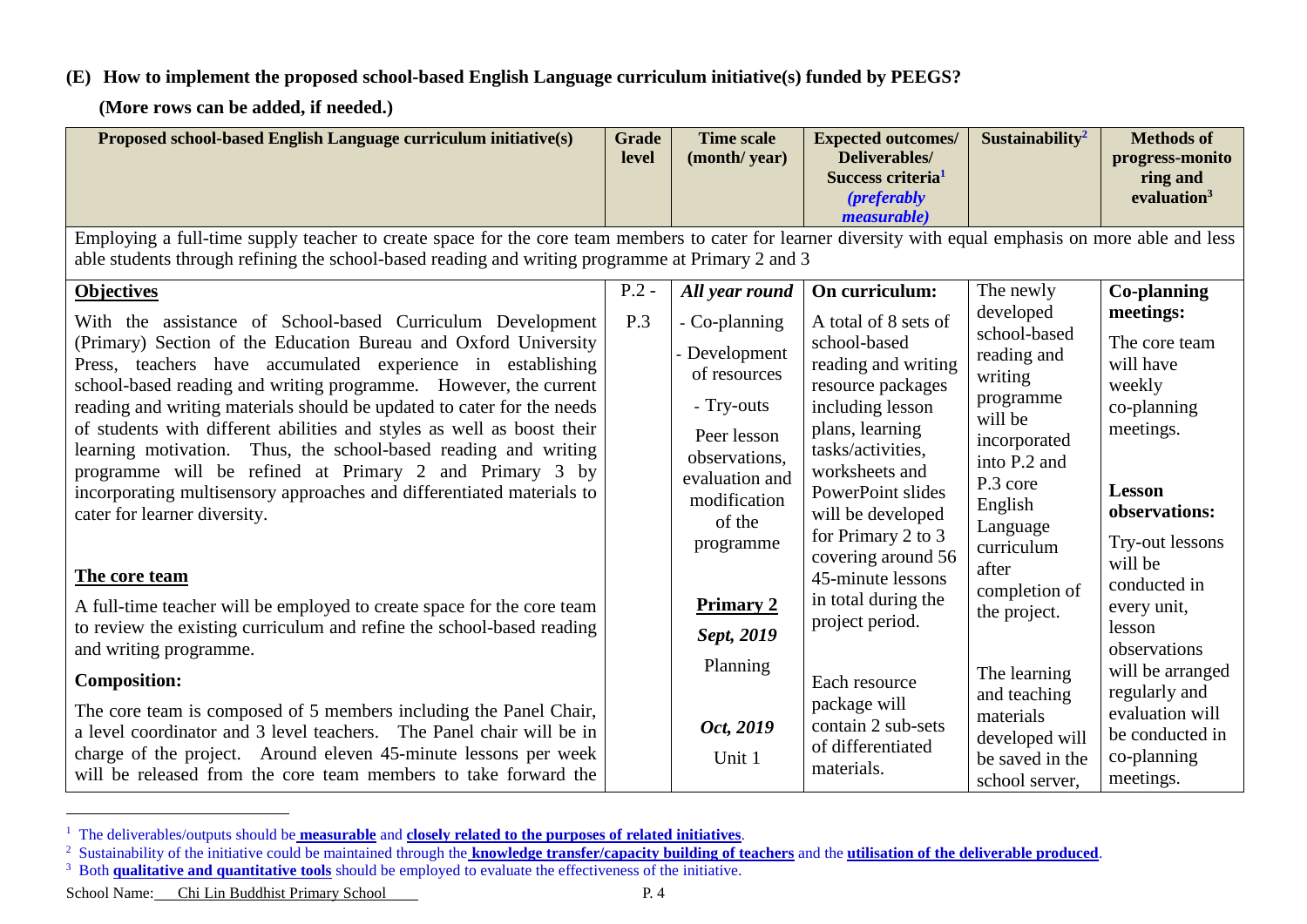**(E) How to implement the proposed school-based English Language curriculum initiative(s) funded by PEEGS?**

**(More rows can be added, if needed.)**

| Proposed school-based English Language curriculum initiative(s) | Grade level | Time scale (month/ year) | Expected outcomes/ Deliverables/ Success criteria[1] *(preferably measurable)* | Sustainability[2] | Methods of progress-monitoring and evaluation[3] |
|---|---|---|---|---|---|
| Employing a full-time supply teacher to create space for the core team members to cater for learner diversity with equal emphasis on more able and less able students through refining the school-based reading and writing programme at Primary 2 and 3 | | | | | |
| **Objectives**<br><br>With the assistance of School-based Curriculum Development (Primary) Section of the Education Bureau and Oxford University Press, teachers have accumulated experience in establishing school-based reading and writing programme. However, the current reading and writing materials should be updated to cater for the needs of students with different abilities and styles as well as boost their learning motivation. Thus, the school-based reading and writing programme will be refined at Primary 2 and Primary 3 by incorporating multisensory approaches and differentiated materials to cater for learner diversity.<br><br>**The core team**<br><br>A full-time teacher will be employed to create space for the core team to review the existing curriculum and refine the school-based reading and writing programme.<br><br>**Composition:**<br><br>The core team is composed of 5 members including the Panel Chair, a level coordinator and 3 level teachers. The Panel chair will be in charge of the project. Around eleven 45-minute lessons per week will be released from the core team members to take forward the | P.2 - P.3 | ***All year round***<br>- Co-planning<br>- Development of resources<br>- Try-outs<br>Peer lesson observations, evaluation and modification of the programme<br><br>**Primary 2**<br>***Sept, 2019***<br>Planning<br><br>***Oct, 2019***<br>Unit 1 | **On curriculum:**<br>A total of 8 sets of school-based reading and writing resource packages including lesson plans, learning tasks/activities, worksheets and PowerPoint slides will be developed for Primary 2 to 3 covering around 56 45-minute lessons in total during the project period.<br><br>Each resource package will contain 2 sub-sets of differentiated materials. | The newly developed school-based reading and writing programme will be incorporated into P.2 and P.3 core English Language curriculum after completion of the project.<br><br>The learning and teaching materials developed will be saved in the school server, | **Co-planning meetings:**<br>The core team will have weekly co-planning meetings.<br><br>**Lesson observations:**<br>Try-out lessons will be conducted in every unit, lesson observations will be arranged regularly and evaluation will be conducted in co-planning meetings. |

[1] The deliverables/outputs should be **measurable** and **closely related to the purposes of related initiatives**.

[2] Sustainability of the initiative could be maintained through the **knowledge transfer/capacity building of teachers** and the **utilisation of the deliverable produced**.

[3] Both **qualitative and quantitative tools** should be employed to evaluate the effectiveness of the initiative.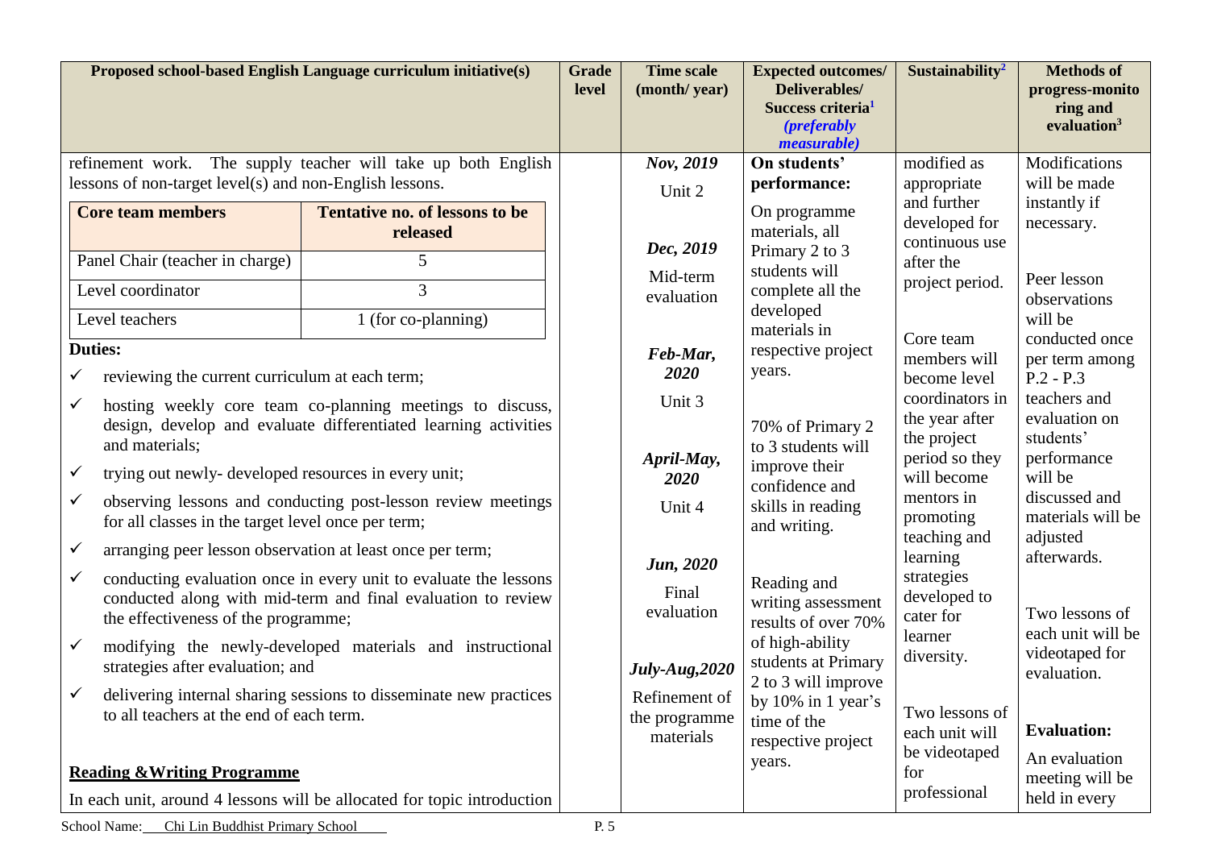| Proposed school-based English Language curriculum initiative(s) | Grade level | Time scale (month/ year) | Expected outcomes/ Deliverables/ Success criteria[1] *(preferably measurable)* | Sustainability[2] | Methods of progress-monitoring and evaluation[3] |
|---|---|---|---|---|---|
| refinement work. The supply teacher will take up both English lessons of non-target level(s) and non-English lessons.<br><br>**Core team members** — **Tentative no. of lessons to be released**<br>Panel Chair (teacher in charge) — 5<br>Level coordinator — 3<br>Level teachers — 1 (for co-planning)<br><br>**Duties:**<br>✓ reviewing the current curriculum at each term;<br>✓ hosting weekly core team co-planning meetings to discuss, design, develop and evaluate differentiated learning activities and materials;<br>✓ trying out newly- developed resources in every unit;<br>✓ observing lessons and conducting post-lesson review meetings for all classes in the target level once per term;<br>✓ arranging peer lesson observation at least once per term;<br>✓ conducting evaluation once in every unit to evaluate the lessons conducted along with mid-term and final evaluation to review the effectiveness of the programme;<br>✓ modifying the newly-developed materials and instructional strategies after evaluation; and<br>✓ delivering internal sharing sessions to disseminate new practices to all teachers at the end of each term.<br><br>**Reading &Writing Programme**<br>In each unit, around 4 lessons will be allocated for topic introduction | | ***Nov, 2019***<br>Unit 2<br><br>***Dec, 2019***<br>Mid-term evaluation<br><br>***Feb-Mar, 2020***<br>Unit 3<br><br>***April-May, 2020***<br>Unit 4<br><br>***Jun, 2020***<br>Final evaluation<br><br>***July-Aug,2020***<br>Refinement of the programme materials | **On students' performance:**<br>On programme materials, all Primary 2 to 3 students will complete all the developed materials in respective project years.<br><br>70% of Primary 2 to 3 students will improve their confidence and skills in reading and writing.<br><br>Reading and writing assessment results of over 70% of high-ability students at Primary 2 to 3 will improve by 10% in 1 year's time of the respective project years. | modified as appropriate and further developed for continuous use after the project period.<br><br>Core team members will become level coordinators in the year after the project period so they will become mentors in promoting teaching and learning strategies developed to cater for learner diversity.<br><br>Two lessons of each unit will be videotaped for professional | Modifications will be made instantly if necessary.<br><br>Peer lesson observations will be conducted once per term among P.2 - P.3 teachers and evaluation on students' performance will be discussed and materials will be adjusted afterwards.<br><br>Two lessons of each unit will be videotaped for evaluation.<br><br>**Evaluation:**<br>An evaluation meeting will be held in every |

School Name: Chi Lin Buddhist Primary School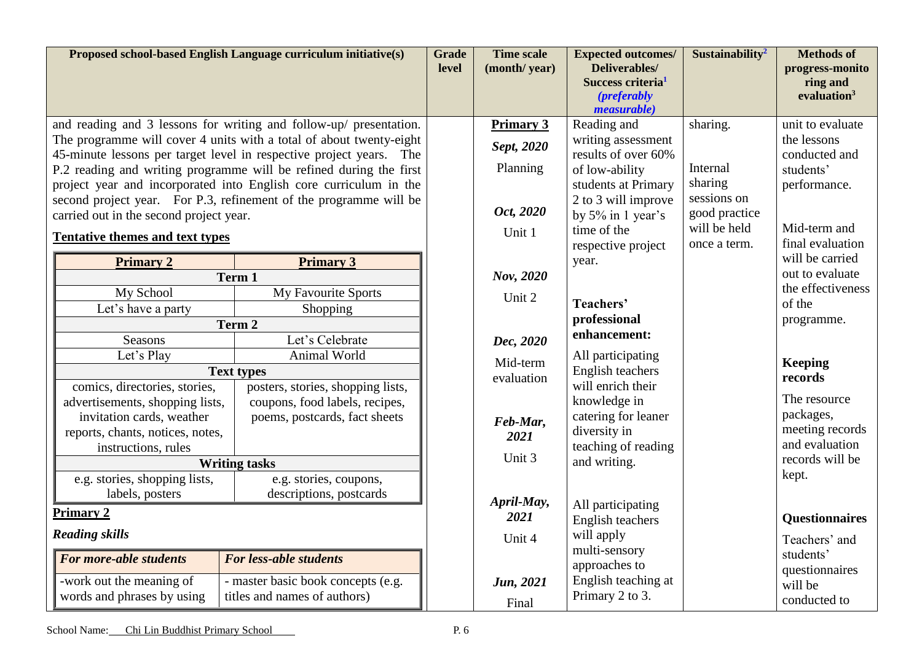| Proposed school-based English Language curriculum initiative(s) | Grade level | Time scale (month/ year) | Expected outcomes/ Deliverables/ Success criteria[1] *(preferably measurable)* | Sustainability[2] | Methods of progress-monitoring and evaluation[3] |
|---|---|---|---|---|---|
| and reading and 3 lessons for writing and follow-up/ presentation. The programme will cover 4 units with a total of about twenty-eight 45-minute lessons per target level in respective project years. The P.2 reading and writing programme will be refined during the first project year and incorporated into English core curriculum in the second project year. For P.3, refinement of the programme will be carried out in the second project year. | | **Primary 3** *Sept, 2020* Planning *Oct, 2020* Unit 1 *Nov, 2020* Unit 2 *Dec, 2020* Mid-term evaluation *Feb-Mar, 2021* Unit 3 *April-May, 2021* Unit 4 *Jun, 2021* Final | Reading and writing assessment results of over 60% of low-ability students at Primary 2 to 3 will improve by 5% in 1 year's time of the respective project year. **Teachers' professional enhancement:** All participating English teachers will enrich their knowledge in catering for leaner diversity in teaching of reading and writing. All participating English teachers will apply multi-sensory approaches to English teaching at Primary 2 to 3. | sharing. Internal sharing sessions on good practice will be held once a term. | unit to evaluate the lessons conducted and students' performance. Mid-term and final evaluation will be carried out to evaluate the effectiveness of the programme. **Keeping records** The resource packages, meeting records and evaluation records will be kept. **Questionnaires** Teachers' and students' questionnaires will be conducted to |

**Tentative themes and text types**

| Primary 2 | Primary 3 |
|---|---|
| **Term 1** | |
| My School | My Favourite Sports |
| Let's have a party | Shopping |
| **Term 2** | |
| Seasons | Let's Celebrate |
| Let's Play | Animal World |
| **Text types** | |
| comics, directories, stories, advertisements, shopping lists, invitation cards, weather reports, chants, notices, notes, instructions, rules | posters, stories, shopping lists, coupons, food labels, recipes, poems, postcards, fact sheets |
| **Writing tasks** | |
| e.g. stories, shopping lists, labels, posters | e.g. stories, coupons, descriptions, postcards |

**Primary 2**

***Reading skills***

| *For more-able students* | *For less-able students* |
|---|---|
| -work out the meaning of words and phrases by using | - master basic book concepts (e.g. titles and names of authors) |

School Name: Chi Lin Buddhist Primary School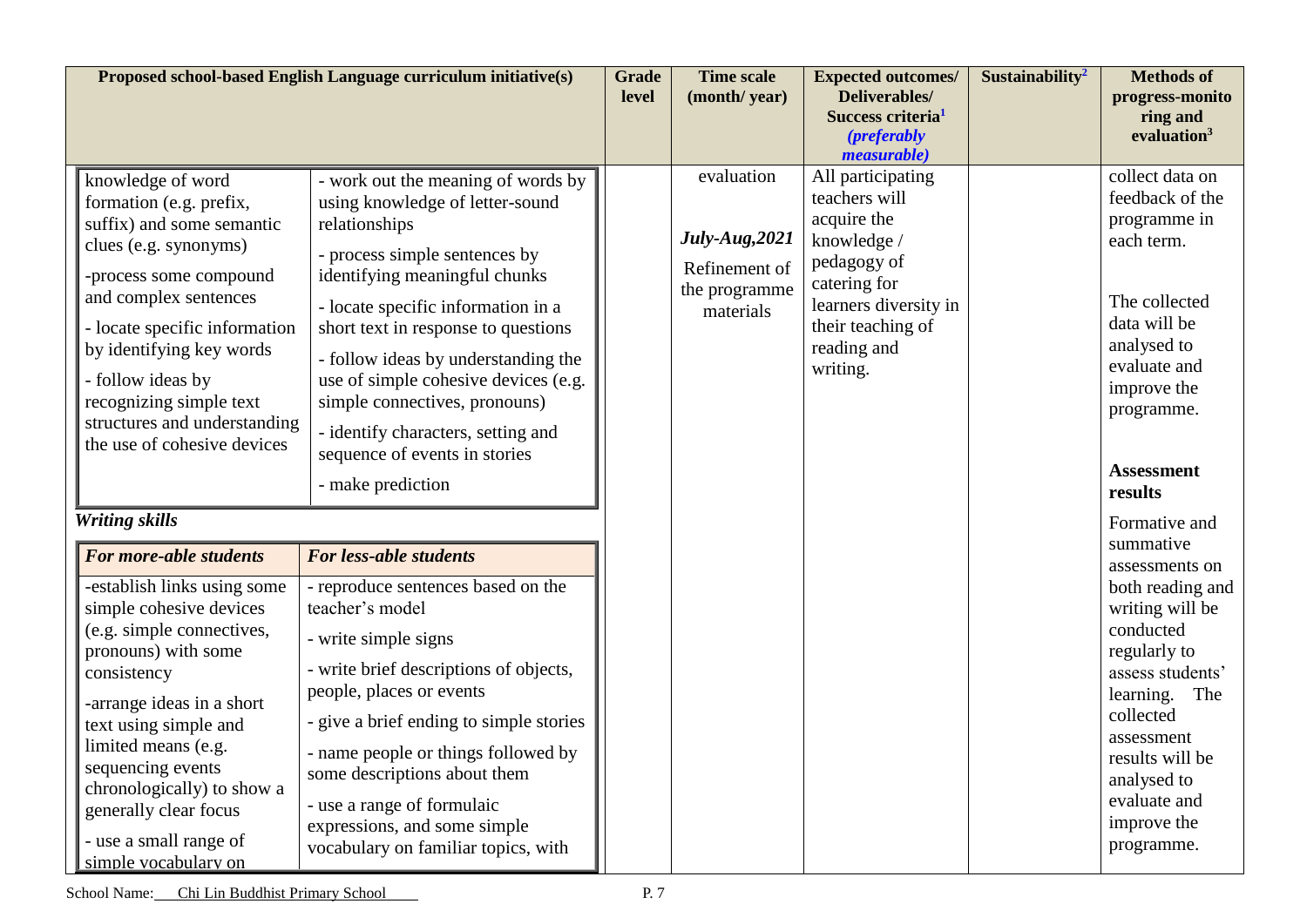| Proposed school-based English Language curriculum initiative(s) | Grade level | Time scale (month/ year) | Expected outcomes/ Deliverables/ Success criteria[1] *(preferably measurable)* | Sustainability[2] | Methods of progress-monitoring and evaluation[3] |
|---|---|---|---|---|---|
| knowledge of word formation (e.g. prefix, suffix) and some semantic clues (e.g. synonyms)<br>-process some compound and complex sentences<br>- locate specific information by identifying key words<br>- follow ideas by recognizing simple text structures and understanding the use of cohesive devices \|\| - work out the meaning of words by using knowledge of letter-sound relationships<br>- process simple sentences by identifying meaningful chunks<br>- locate specific information in a short text in response to questions<br>- follow ideas by understanding the use of simple cohesive devices (e.g. simple connectives, pronouns)<br>- identify characters, setting and sequence of events in stories<br>- make prediction<br><br>***Writing skills***<br><br>***For more-able students:*** -establish links using some simple cohesive devices (e.g. simple connectives, pronouns) with some consistency<br>-arrange ideas in a short text using simple and limited means (e.g. sequencing events chronologically) to show a generally clear focus<br>- use a small range of simple vocabulary on<br><br>***For less-able students:*** - reproduce sentences based on the teacher's model<br>- write simple signs<br>- write brief descriptions of objects, people, places or events<br>- give a brief ending to simple stories<br>- name people or things followed by some descriptions about them<br>- use a range of formulaic expressions, and some simple vocabulary on familiar topics, with | | evaluation<br><br>***July-Aug,2021***<br>Refinement of the programme materials | All participating teachers will acquire the knowledge / pedagogy of catering for learners diversity in their teaching of reading and writing. | | collect data on feedback of the programme in each term.<br><br>The collected data will be analysed to evaluate and improve the programme.<br><br>**Assessment results**<br>Formative and summative assessments on both reading and writing will be conducted regularly to assess students' learning. The collected assessment results will be analysed to evaluate and improve the programme. |

School Name: Chi Lin Buddhist Primary School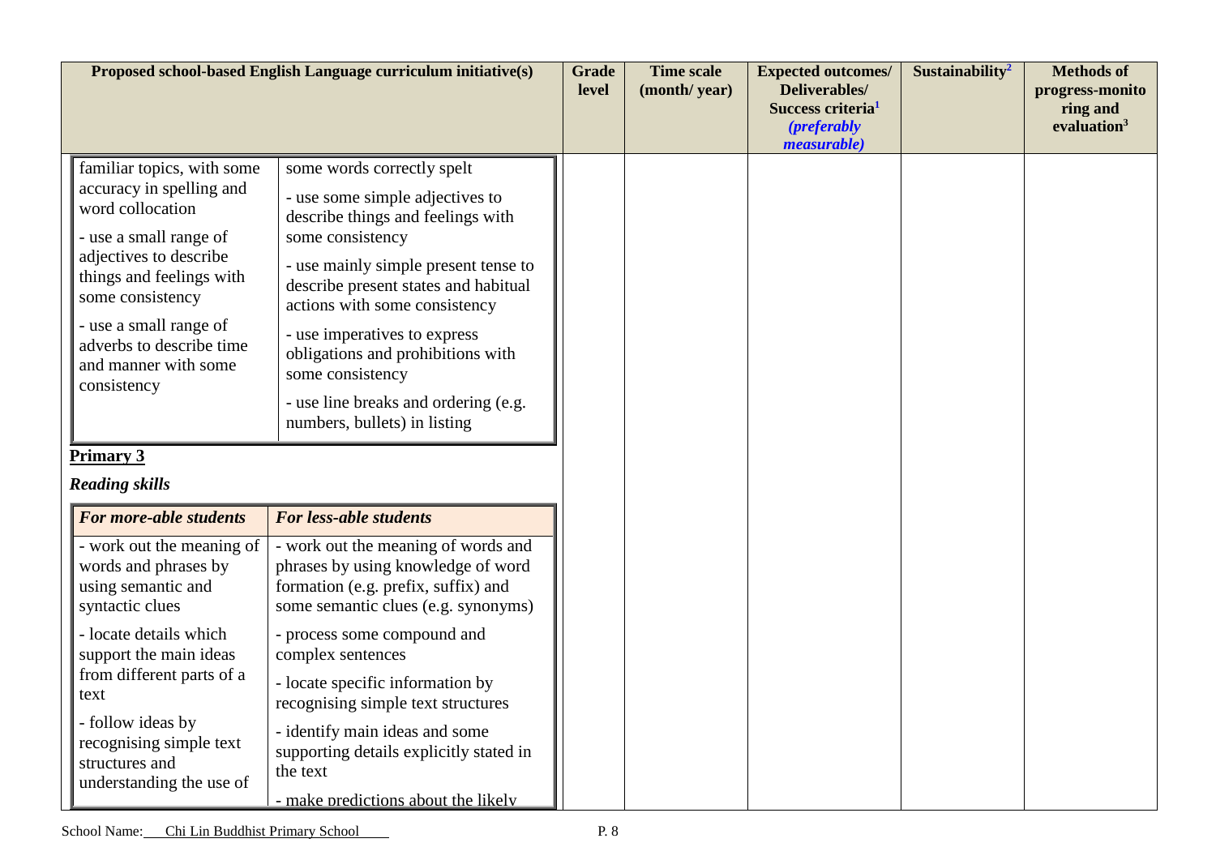| Proposed school-based English Language curriculum initiative(s) | Grade level | Time scale (month/ year) | Expected outcomes/ Deliverables/ Success criteria[1] *(preferably measurable)* | Sustainability[2] | Methods of progress-monitoring and evaluation[3] |
|---|---|---|---|---|---|
| (continued from previous page; see nested tables below) | | | | | |

| | |
|---|---|
| familiar topics, with some accuracy in spelling and word collocation<br>- use a small range of adjectives to describe things and feelings with some consistency<br>- use a small range of adverbs to describe time and manner with some consistency | some words correctly spelt<br>- use some simple adjectives to describe things and feelings with some consistency<br>- use mainly simple present tense to describe present states and habitual actions with some consistency<br>- use imperatives to express obligations and prohibitions with some consistency<br>- use line breaks and ordering (e.g. numbers, bullets) in listing |

**Primary 3**

***Reading skills***

| *For more-able students* | *For less-able students* |
|---|---|
| - work out the meaning of words and phrases by using semantic and syntactic clues<br>- locate details which support the main ideas from different parts of a text<br>- follow ideas by recognising simple text structures and understanding the use of | - work out the meaning of words and phrases by using knowledge of word formation (e.g. prefix, suffix) and some semantic clues (e.g. synonyms)<br>- process some compound and complex sentences<br>- locate specific information by recognising simple text structures<br>- identify main ideas and some supporting details explicitly stated in the text<br>- make predictions about the likely |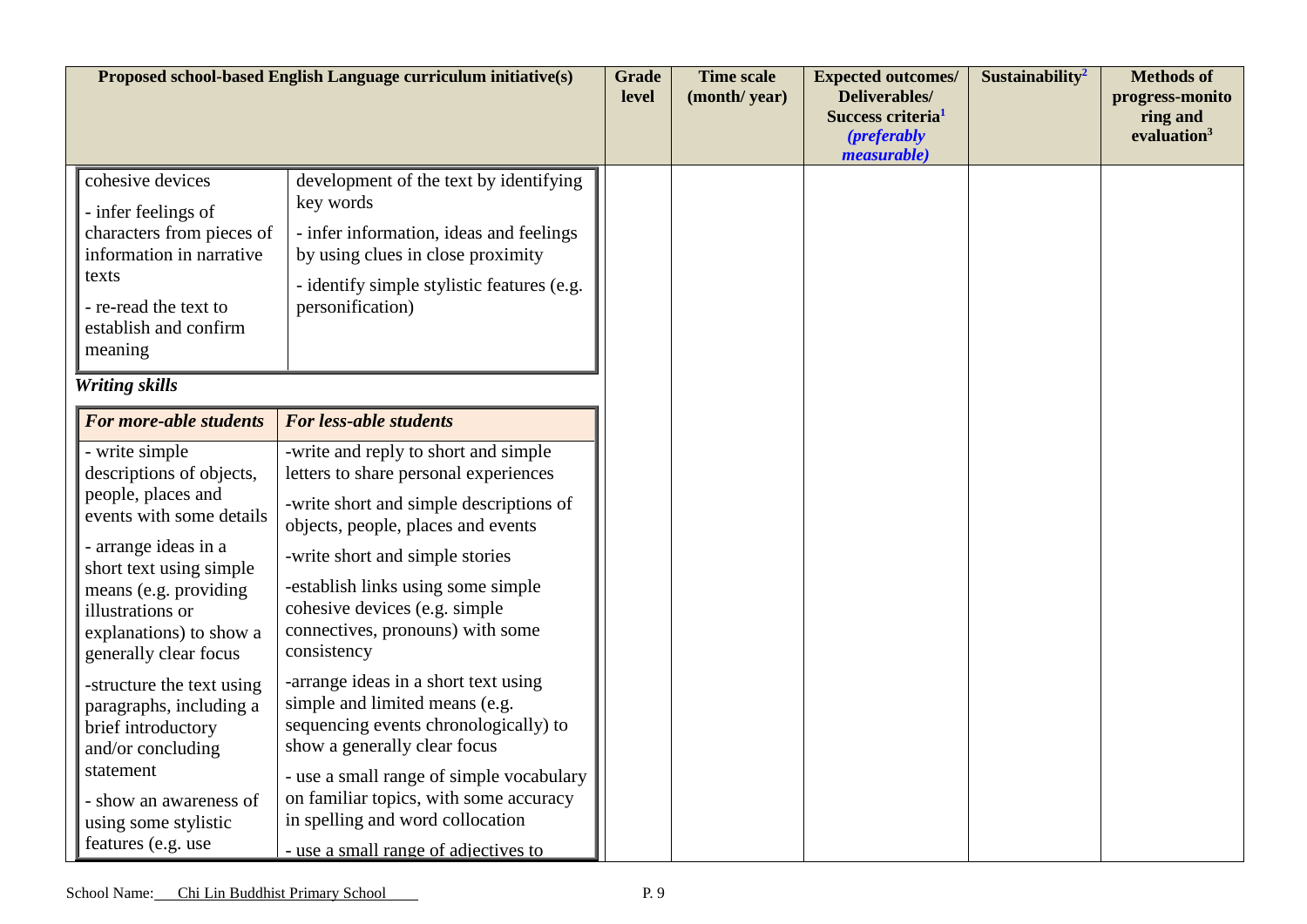| Proposed school-based English Language curriculum initiative(s) | Grade level | Time scale (month/ year) | Expected outcomes/ Deliverables/ Success criteria[1] *(preferably measurable)* | Sustainability[2] | Methods of progress-monitoring and evaluation[3] |
|---|---|---|---|---|---|
| (cont.) | | | | | |

| | |
|---|---|
| cohesive devices<br>- infer feelings of characters from pieces of information in narrative texts<br>- re-read the text to establish and confirm meaning | development of the text by identifying key words<br>- infer information, ideas and feelings by using clues in close proximity<br>- identify simple stylistic features (e.g. personification) |

***Writing skills***

| ***For more-able students*** | ***For less-able students*** |
|---|---|
| - write simple descriptions of objects, people, places and events with some details<br>- arrange ideas in a short text using simple means (e.g. providing illustrations or explanations) to show a generally clear focus<br>-structure the text using paragraphs, including a brief introductory and/or concluding statement<br>- show an awareness of using some stylistic features (e.g. use | -write and reply to short and simple letters to share personal experiences<br>-write short and simple descriptions of objects, people, places and events<br>-write short and simple stories<br>-establish links using some simple cohesive devices (e.g. simple connectives, pronouns) with some consistency<br>-arrange ideas in a short text using simple and limited means (e.g. sequencing events chronologically) to show a generally clear focus<br>- use a small range of simple vocabulary on familiar topics, with some accuracy in spelling and word collocation<br>- use a small range of adjectives to |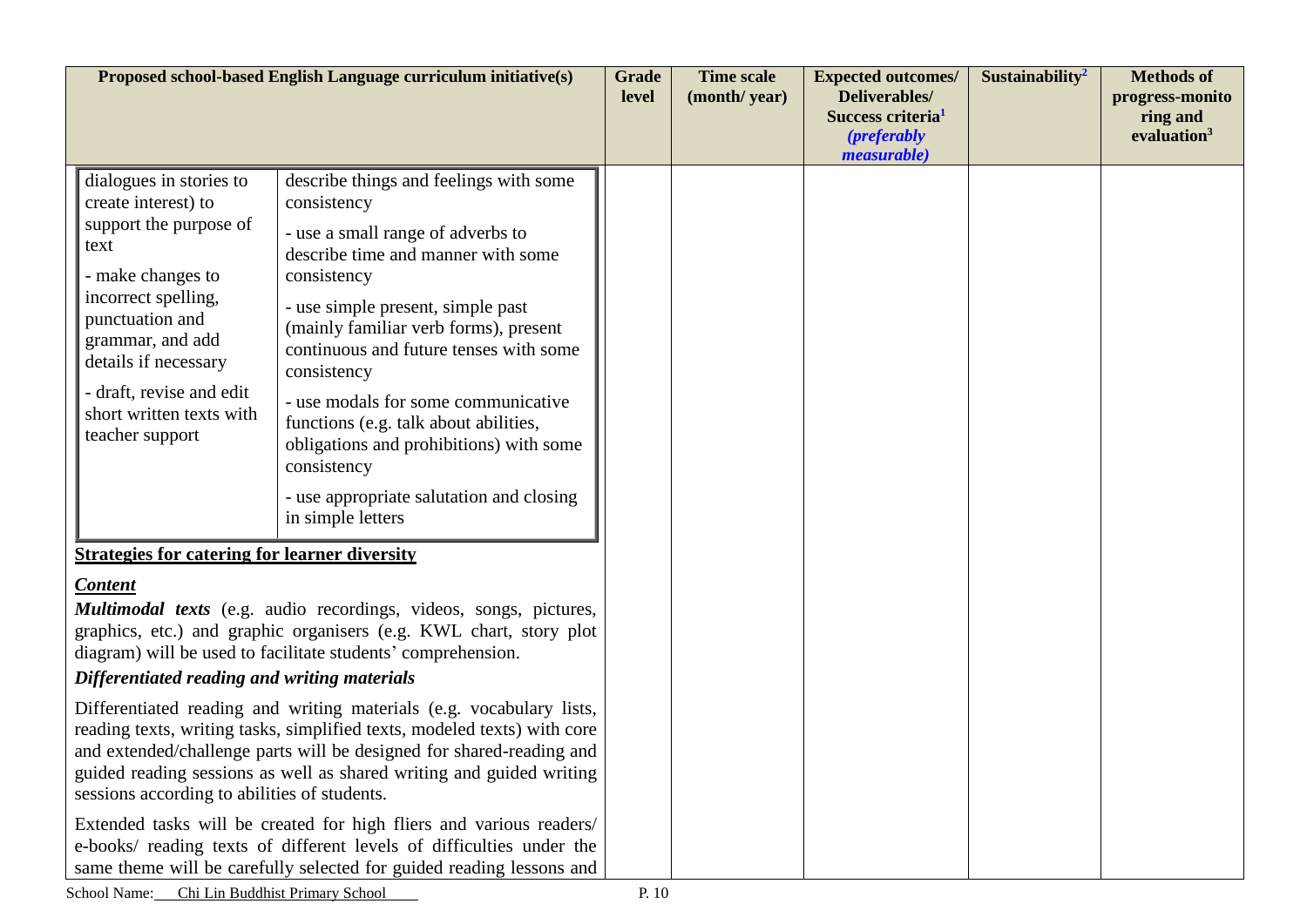| Proposed school-based English Language curriculum initiative(s) | Grade level | Time scale (month/ year) | Expected outcomes/ Deliverables/ Success criteria[1] *(preferably measurable)* | Sustainability[2] | Methods of progress-monitoring and evaluation[3] |
|---|---|---|---|---|---|
| dialogues in stories to create interest) to support the purpose of text<br>- make changes to incorrect spelling, punctuation and grammar, and add details if necessary<br>- draft, revise and edit short written texts with teacher support | | | | | |
| describe things and feelings with some consistency<br>- use a small range of adverbs to describe time and manner with some consistency<br>- use simple present, simple past (mainly familiar verb forms), present continuous and future tenses with some consistency<br>- use modals for some communicative functions (e.g. talk about abilities, obligations and prohibitions) with some consistency<br>- use appropriate salutation and closing in simple letters | | | | | |
| **Strategies for catering for learner diversity**<br>***Content***<br>***Multimodal texts*** (e.g. audio recordings, videos, songs, pictures, graphics, etc.) and graphic organisers (e.g. KWL chart, story plot diagram) will be used to facilitate students' comprehension.<br>***Differentiated reading and writing materials***<br>Differentiated reading and writing materials (e.g. vocabulary lists, reading texts, writing tasks, simplified texts, modeled texts) with core and extended/challenge parts will be designed for shared-reading and guided reading sessions as well as shared writing and guided writing sessions according to abilities of students.<br>Extended tasks will be created for high fliers and various readers/ e-books/ reading texts of different levels of difficulties under the same theme will be carefully selected for guided reading lessons and | | | | | |

School Name: Chi Lin Buddhist Primary School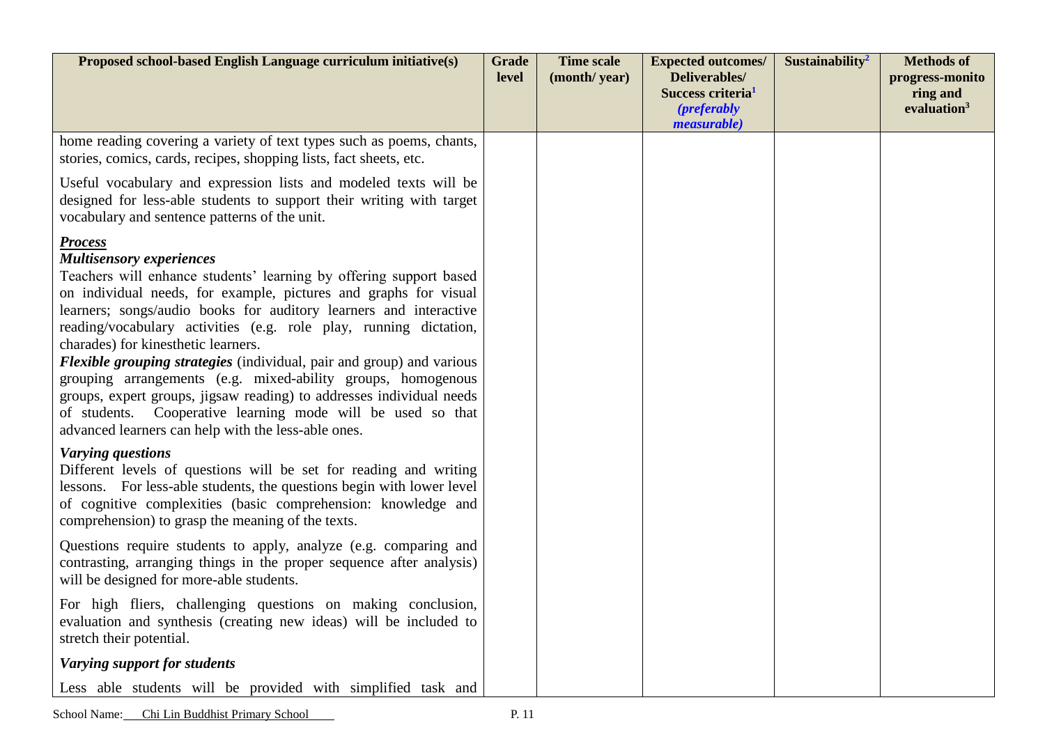| Proposed school-based English Language curriculum initiative(s) | Grade level | Time scale (month/ year) | Expected outcomes/ Deliverables/ Success criteria[1] *(preferably measurable)* | Sustainability[2] | Methods of progress-monitoring and evaluation[3] |
|---|---|---|---|---|---|
| home reading covering a variety of text types such as poems, chants, stories, comics, cards, recipes, shopping lists, fact sheets, etc.<br><br>Useful vocabulary and expression lists and modeled texts will be designed for less-able students to support their writing with target vocabulary and sentence patterns of the unit.<br><br>***Process***<br>***Multisensory experiences***<br>Teachers will enhance students' learning by offering support based on individual needs, for example, pictures and graphs for visual learners; songs/audio books for auditory learners and interactive reading/vocabulary activities (e.g. role play, running dictation, charades) for kinesthetic learners.<br>***Flexible grouping strategies*** (individual, pair and group) and various grouping arrangements (e.g. mixed-ability groups, homogenous groups, expert groups, jigsaw reading) to addresses individual needs of students. Cooperative learning mode will be used so that advanced learners can help with the less-able ones.<br><br>***Varying questions***<br>Different levels of questions will be set for reading and writing lessons. For less-able students, the questions begin with lower level of cognitive complexities (basic comprehension: knowledge and comprehension) to grasp the meaning of the texts.<br><br>Questions require students to apply, analyze (e.g. comparing and contrasting, arranging things in the proper sequence after analysis) will be designed for more-able students.<br><br>For high fliers, challenging questions on making conclusion, evaluation and synthesis (creating new ideas) will be included to stretch their potential.<br><br>***Varying support for students***<br><br>Less able students will be provided with simplified task and | | | | | |

School Name: Chi Lin Buddhist Primary School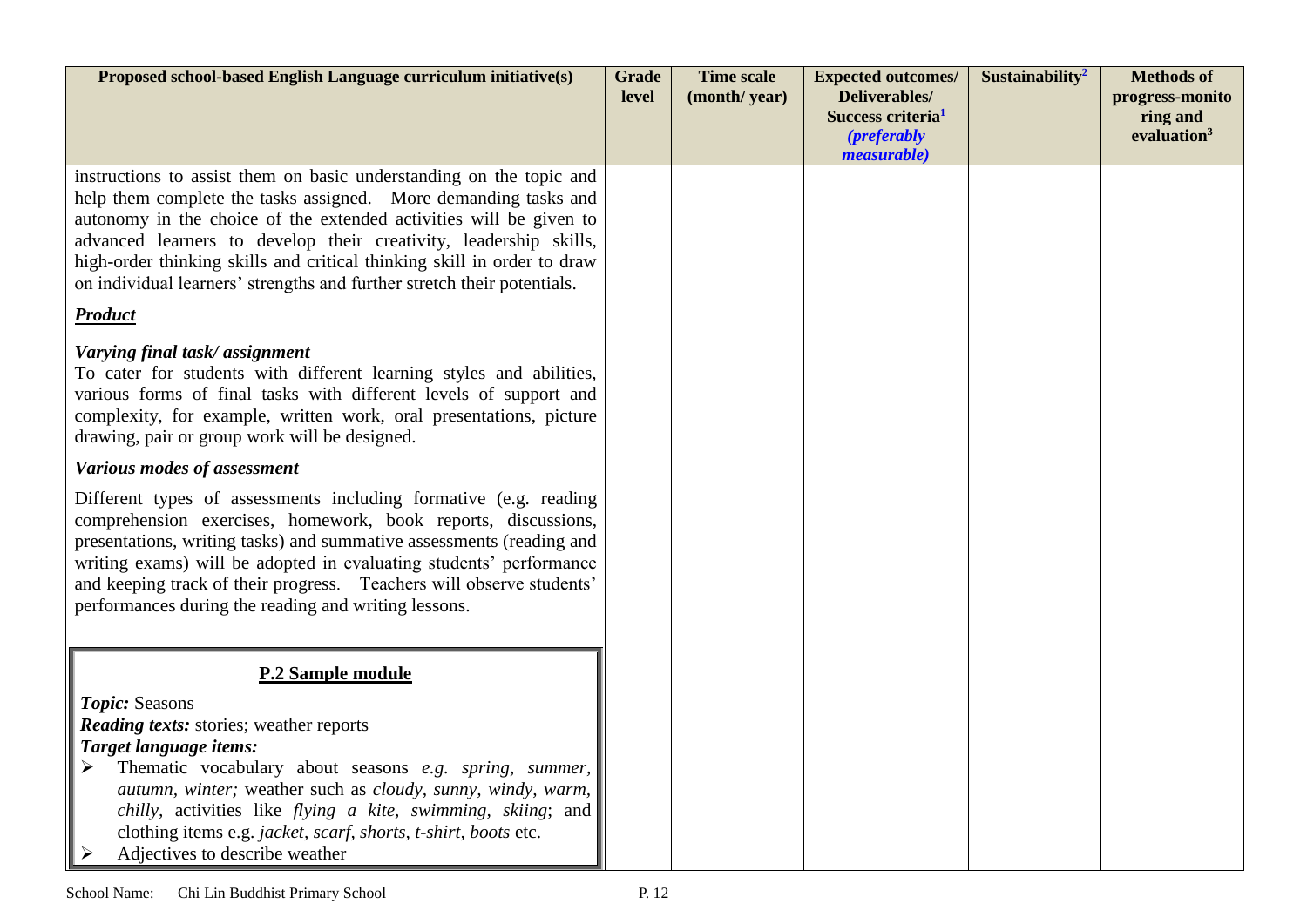| Proposed school-based English Language curriculum initiative(s) | Grade level | Time scale (month/ year) | Expected outcomes/ Deliverables/ Success criteria[1] *(preferably measurable)* | Sustainability[2] | Methods of progress-monitoring and evaluation[3] |
|---|---|---|---|---|---|
| instructions to assist them on basic understanding on the topic and help them complete the tasks assigned. More demanding tasks and autonomy in the choice of the extended activities will be given to advanced learners to develop their creativity, leadership skills, high-order thinking skills and critical thinking skill in order to draw on individual learners' strengths and further stretch their potentials.<br><br>***Product***<br><br>***Varying final task/ assignment***<br>To cater for students with different learning styles and abilities, various forms of final tasks with different levels of support and complexity, for example, written work, oral presentations, picture drawing, pair or group work will be designed.<br><br>***Various modes of assessment***<br>Different types of assessments including formative (e.g. reading comprehension exercises, homework, book reports, discussions, presentations, writing tasks) and summative assessments (reading and writing exams) will be adopted in evaluating students' performance and keeping track of their progress. Teachers will observe students' performances during the reading and writing lessons.<br><br>**P.2 Sample module**<br><br>***Topic:*** Seasons<br>***Reading texts:*** stories; weather reports<br>***Target language items:***<br>➢ Thematic vocabulary about seasons *e.g. spring, summer, autumn, winter;* weather such as *cloudy, sunny, windy, warm, chilly,* activities like *flying a kite, swimming, skiing*; and clothing items e.g. *jacket, scarf, shorts, t-shirt, boots* etc.<br>➢ Adjectives to describe weather | | | | | |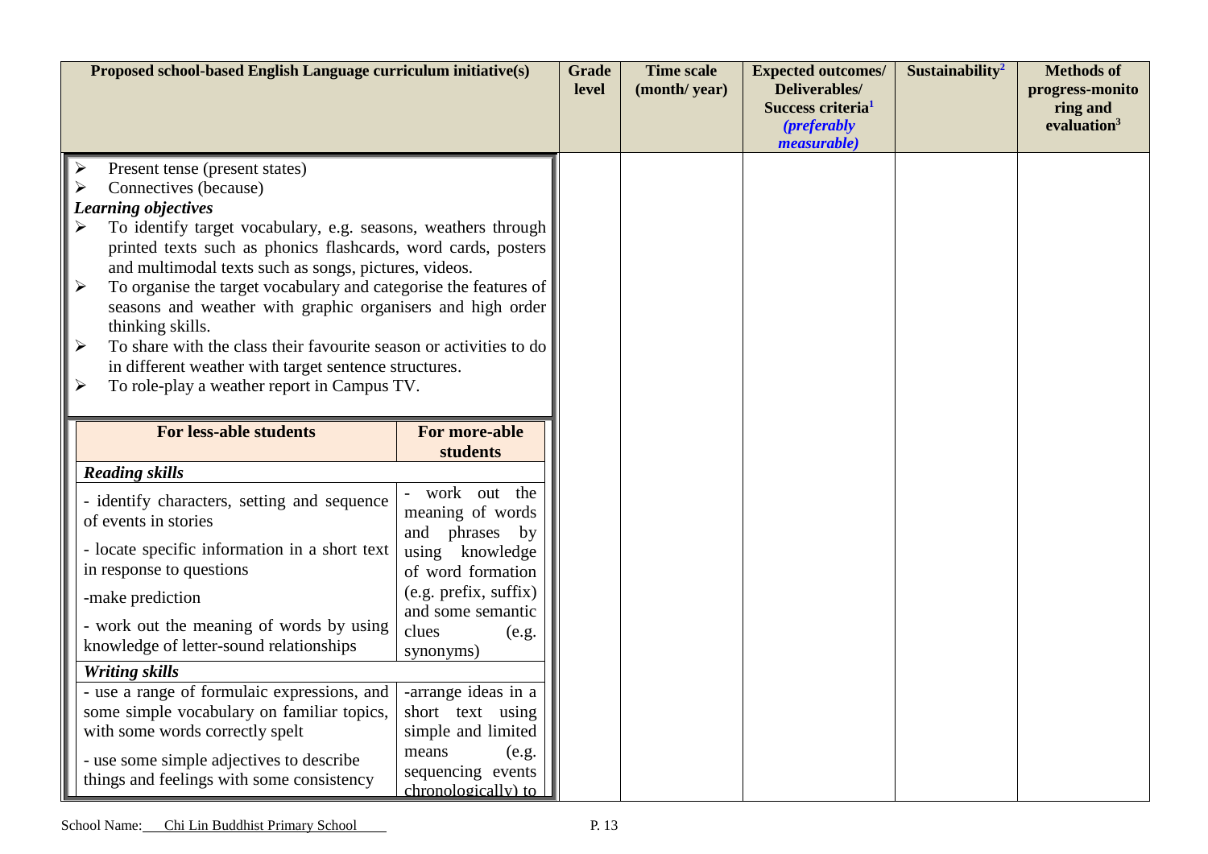| Proposed school-based English Language curriculum initiative(s) | Grade level | Time scale (month/ year) | Expected outcomes/ Deliverables/ Success criteria[1] *(preferably measurable)* | Sustainability[2] | Methods of progress-monitoring and evaluation[3] |
|---|---|---|---|---|---|
| ➢ Present tense (present states)<br>➢ Connectives (because)<br>***Learning objectives***<br>➢ To identify target vocabulary, e.g. seasons, weathers through printed texts such as phonics flashcards, word cards, posters and multimodal texts such as songs, pictures, videos.<br>➢ To organise the target vocabulary and categorise the features of seasons and weather with graphic organisers and high order thinking skills.<br>➢ To share with the class their favourite season or activities to do in different weather with target sentence structures.<br>➢ To role-play a weather report in Campus TV. | | | | | |

| For less-able students | For more-able students |
|---|---|
| ***Reading skills*** | |
| - identify characters, setting and sequence of events in stories<br>- locate specific information in a short text in response to questions<br>-make prediction<br>- work out the meaning of words by using knowledge of letter-sound relationships | - work out the meaning of words and phrases by using knowledge of word formation (e.g. prefix, suffix) and some semantic clues (e.g. synonyms) |
| ***Writing skills*** | |
| - use a range of formulaic expressions, and some simple vocabulary on familiar topics, with some words correctly spelt<br>- use some simple adjectives to describe things and feelings with some consistency | -arrange ideas in a short text using simple and limited means (e.g. sequencing events chronologically) to |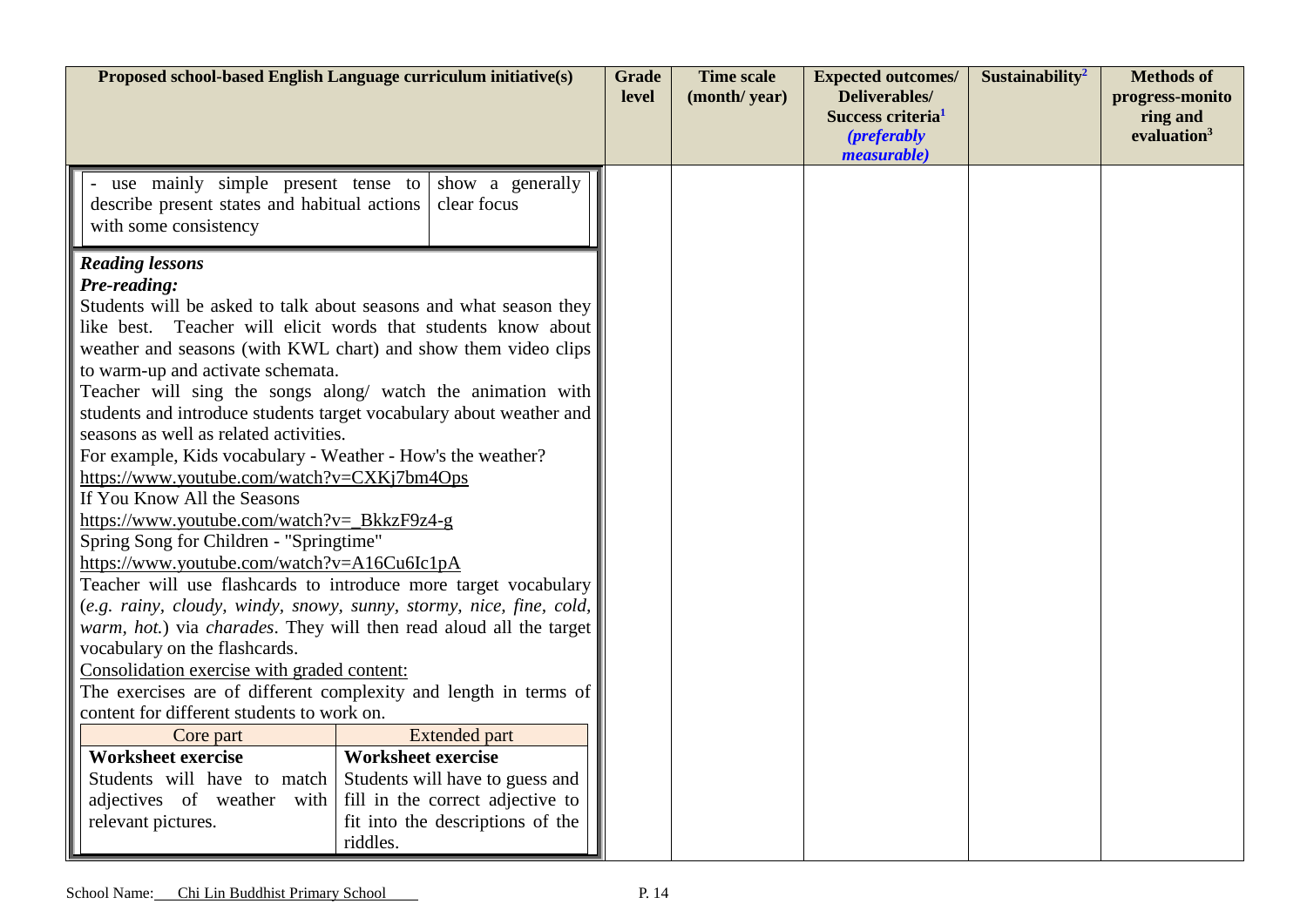| Proposed school-based English Language curriculum initiative(s) | Grade level | Time scale (month/ year) | Expected outcomes/ Deliverables/ Success criteria[1] *(preferably measurable)* | Sustainability[2] | Methods of progress-monitoring and evaluation[3] |
|---|---|---|---|---|---|
| - use mainly simple present tense to describe present states and habitual actions with some consistency / show a generally clear focus | | | | | |
| ***Reading lessons***<br>***Pre-reading:***<br>Students will be asked to talk about seasons and what season they like best. Teacher will elicit words that students know about weather and seasons (with KWL chart) and show them video clips to warm-up and activate schemata.<br>Teacher will sing the songs along/ watch the animation with students and introduce students target vocabulary about weather and seasons as well as related activities.<br>For example, Kids vocabulary - Weather - How's the weather?<br>https://www.youtube.com/watch?v=CXKj7bm4Ops<br>If You Know All the Seasons<br>https://www.youtube.com/watch?v=_BkkzF9z4-g<br>Spring Song for Children - "Springtime"<br>https://www.youtube.com/watch?v=A16Cu6Ic1pA<br>Teacher will use flashcards to introduce more target vocabulary (*e.g. rainy, cloudy, windy, snowy, sunny, stormy, nice, fine, cold, warm, hot.*) via *charades*. They will then read aloud all the target vocabulary on the flashcards.<br>Consolidation exercise with graded content:<br>The exercises are of different complexity and length in terms of content for different students to work on.<br>**Core part** – **Worksheet exercise**: Students will have to match adjectives of weather with relevant pictures.<br>**Extended part** – **Worksheet exercise**: Students will have to guess and fill in the correct adjective to fit into the descriptions of the riddles. | | | | | |

School Name: Chi Lin Buddhist Primary School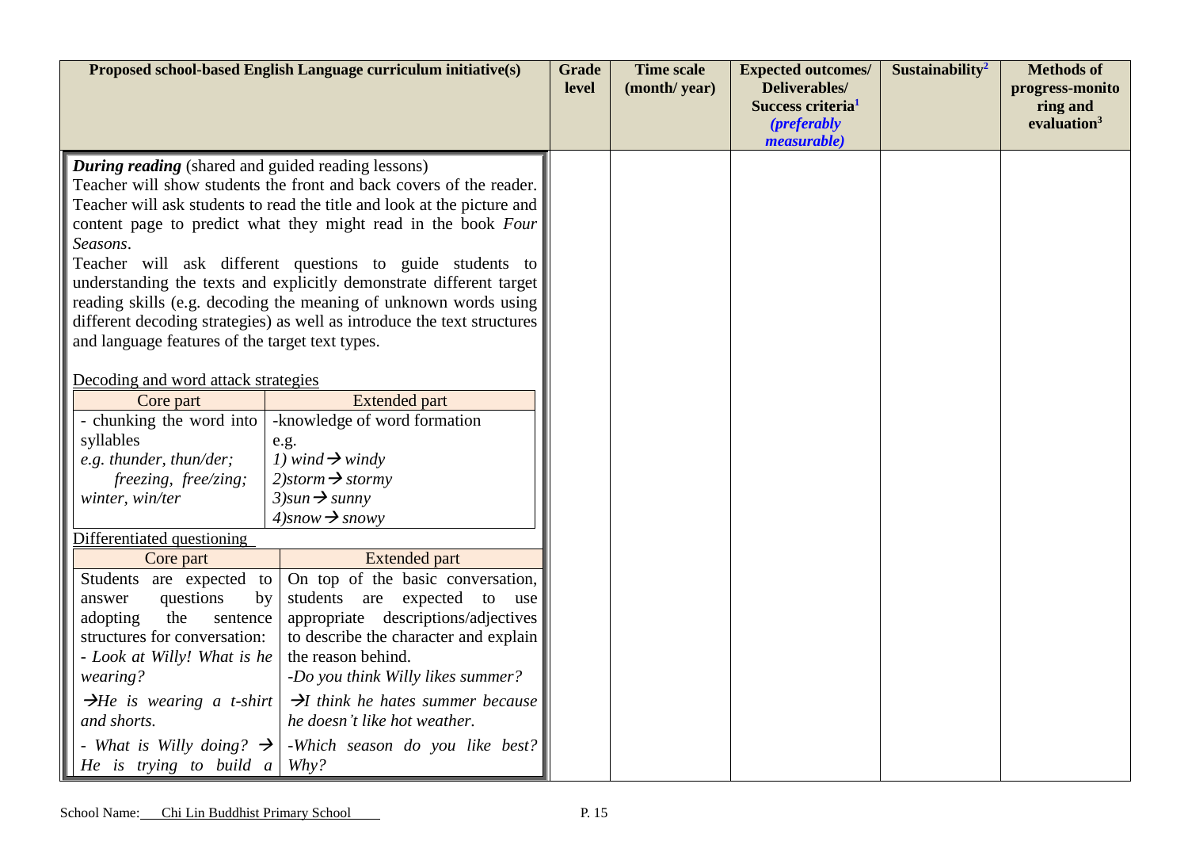| Proposed school-based English Language curriculum initiative(s) | Grade level | Time scale (month/ year) | Expected outcomes/ Deliverables/ Success criteria[1] *(preferably measurable)* | Sustainability[2] | Methods of progress-monitoring and evaluation[3] |
|---|---|---|---|---|---|
| ***During reading*** (shared and guided reading lessons)<br>Teacher will show students the front and back covers of the reader. Teacher will ask students to read the title and look at the picture and content page to predict what they might read in the book *Four Seasons*.<br>Teacher will ask different questions to guide students to understanding the texts and explicitly demonstrate different target reading skills (e.g. decoding the meaning of unknown words using different decoding strategies) as well as introduce the text structures and language features of the target text types. | | | | | |

Decoding and word attack strategies

| Core part | Extended part |
|---|---|
| - chunking the word into syllables<br>*e.g. thunder, thun/der; freezing, free/zing; winter, win/ter* | -knowledge of word formation<br>e.g.<br>*1) wind → windy*<br>*2)storm → stormy*<br>*3)sun → sunny*<br>*4)snow → snowy* |

Differentiated questioning

| Core part | Extended part |
|---|---|
| Students are expected to answer questions by adopting the sentence structures for conversation:<br>*- Look at Willy! What is he wearing?*<br>*→He is wearing a t-shirt and shorts.*<br>*- What is Willy doing? → He is trying to build a* | On top of the basic conversation, students are expected to use appropriate descriptions/adjectives to describe the character and explain the reason behind.<br>*-Do you think Willy likes summer?*<br>*→I think he hates summer because he doesn't like hot weather.*<br>*-Which season do you like best? Why?* |

School Name: Chi Lin Buddhist Primary School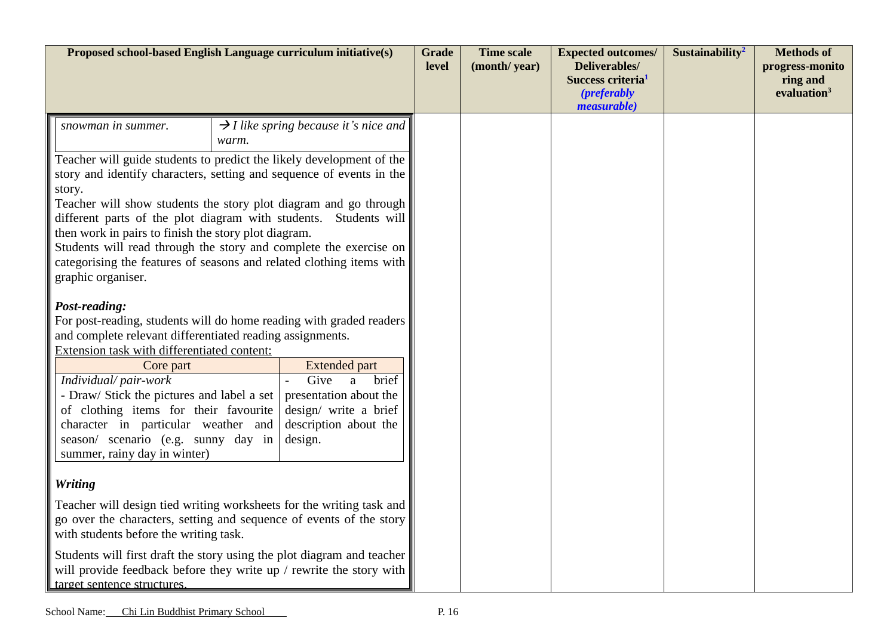| Proposed school-based English Language curriculum initiative(s) | Grade level | Time scale (month/ year) | Expected outcomes/ Deliverables/ Success criteria[1] *(preferably measurable)* | Sustainability[2] | Methods of progress-monitoring and evaluation[3] |
|---|---|---|---|---|---|
| *snowman in summer.* / *→ I like spring because it's nice and warm.*<br><br>Teacher will guide students to predict the likely development of the story and identify characters, setting and sequence of events in the story.<br>Teacher will show students the story plot diagram and go through different parts of the plot diagram with students. Students will then work in pairs to finish the story plot diagram.<br>Students will read through the story and complete the exercise on categorising the features of seasons and related clothing items with graphic organiser.<br><br>***Post-reading:***<br>For post-reading, students will do home reading with graded readers and complete relevant differentiated reading assignments.<br>Extension task with differentiated content:<br>**Core part:** *Individual/ pair-work* - Draw/ Stick the pictures and label a set of clothing items for their favourite character in particular weather and season/ scenario (e.g. sunny day in summer, rainy day in winter)<br>**Extended part:** - Give a brief presentation about the design/ write a brief description about the design.<br><br>***Writing***<br>Teacher will design tied writing worksheets for the writing task and go over the characters, setting and sequence of events of the story with students before the writing task.<br>Students will first draft the story using the plot diagram and teacher will provide feedback before they write up / rewrite the story with target sentence structures. | | | | | |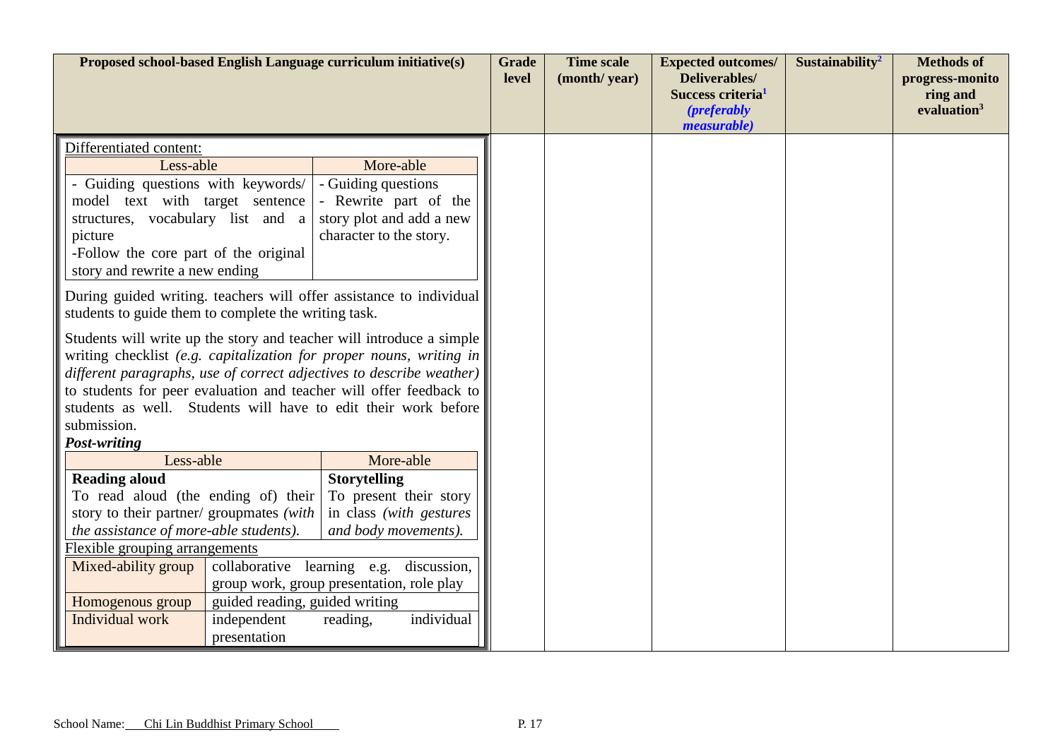| Proposed school-based English Language curriculum initiative(s) | Grade level | Time scale (month/ year) | Expected outcomes/ Deliverables/ Success criteria[1] *(preferably measurable)* | Sustainability[2] | Methods of progress-monitoring and evaluation[3] |
|---|---|---|---|---|---|
| Differentiated content: | | | | | |

| Less-able | More-able |
|---|---|
| - Guiding questions with keywords/ model text with target sentence structures, vocabulary list and a picture<br>-Follow the core part of the original story and rewrite a new ending | - Guiding questions<br>- Rewrite part of the story plot and add a new character to the story. |

During guided writing. teachers will offer assistance to individual students to guide them to complete the writing task.

Students will write up the story and teacher will introduce a simple writing checklist *(e.g. capitalization for proper nouns, writing in different paragraphs, use of correct adjectives to describe weather)* to students for peer evaluation and teacher will offer feedback to students as well. Students will have to edit their work before submission.

***Post-writing***

| Less-able | More-able |
|---|---|
| **Reading aloud**<br>To read aloud (the ending of) their story to their partner/ groupmates *(with the assistance of more-able students).* | **Storytelling**<br>To present their story in class *(with gestures and body movements).* |

Flexible grouping arrangements

| | |
|---|---|
| Mixed-ability group | collaborative learning e.g. discussion, group work, group presentation, role play |
| Homogenous group | guided reading, guided writing |
| Individual work | independent reading, individual presentation |